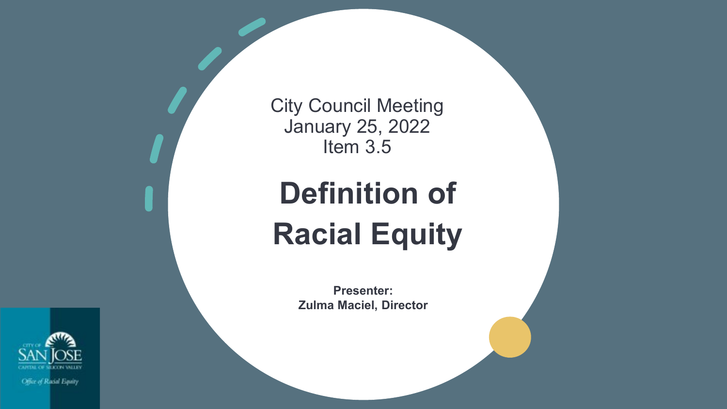City Council Meeting
January 25, 2022
Item 3.5

# Definition of Racial Equity

**Presenter:**
**Zulma Maciel, Director**

CITY OF SAN JOSE
CAPITAL OF SILICON VALLEY
Office of Racial Equity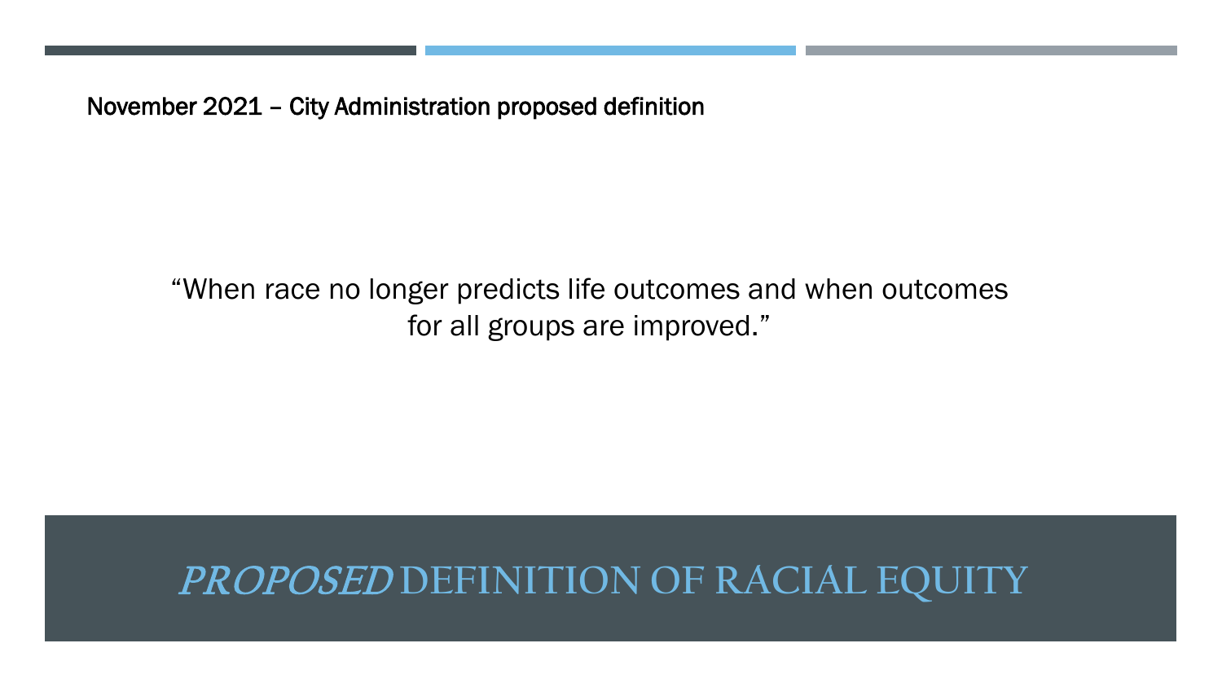# *PROPOSED* DEFINITION OF RACIAL EQUITY

November 2021 – City Administration proposed definition

"When race no longer predicts life outcomes and when outcomes for all groups are improved."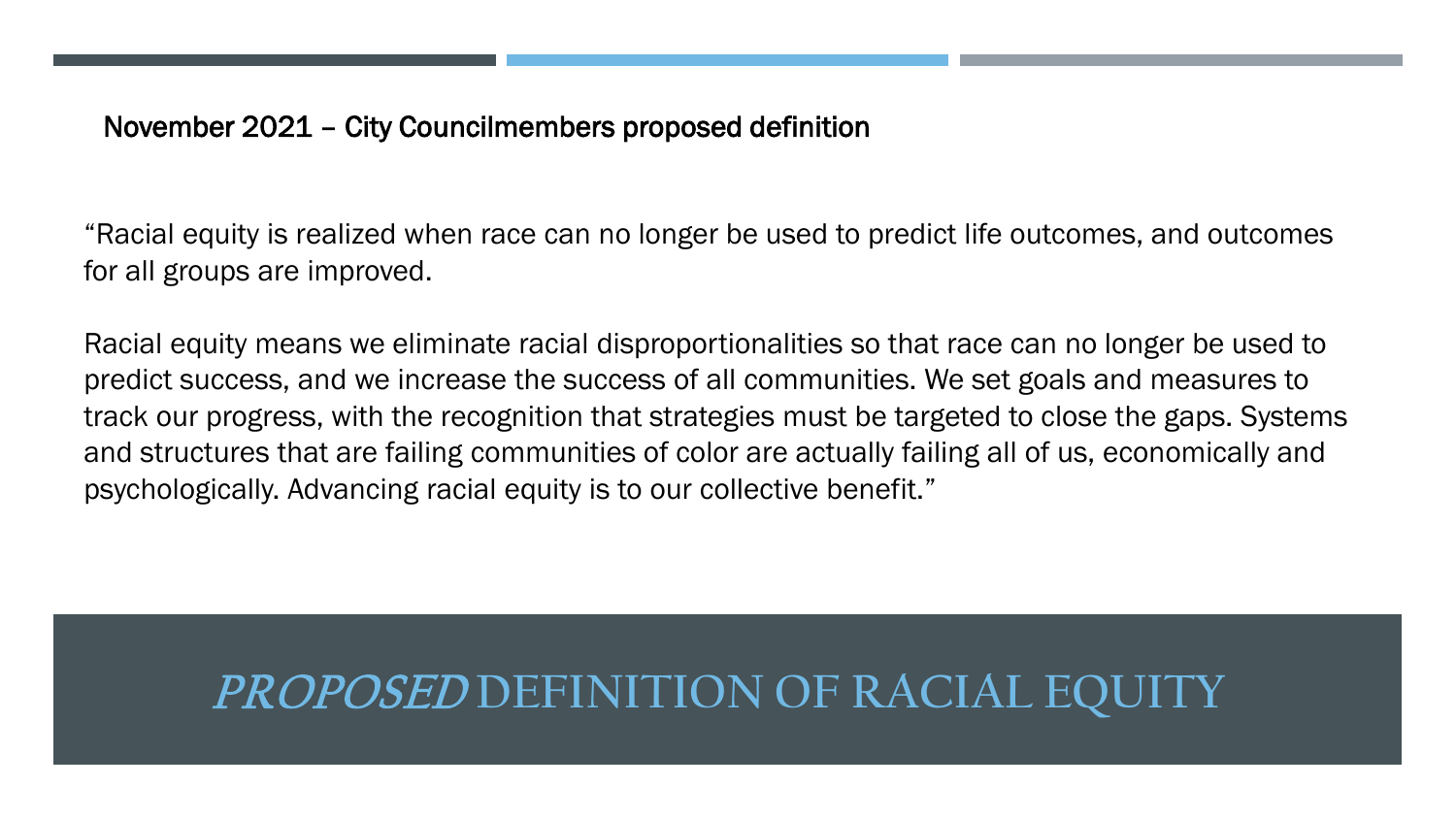# *PROPOSED* DEFINITION OF RACIAL EQUITY

**November 2021 – City Councilmembers proposed definition**

"Racial equity is realized when race can no longer be used to predict life outcomes, and outcomes for all groups are improved.

Racial equity means we eliminate racial disproportionalities so that race can no longer be used to predict success, and we increase the success of all communities. We set goals and measures to track our progress, with the recognition that strategies must be targeted to close the gaps. Systems and structures that are failing communities of color are actually failing all of us, economically and psychologically. Advancing racial equity is to our collective benefit."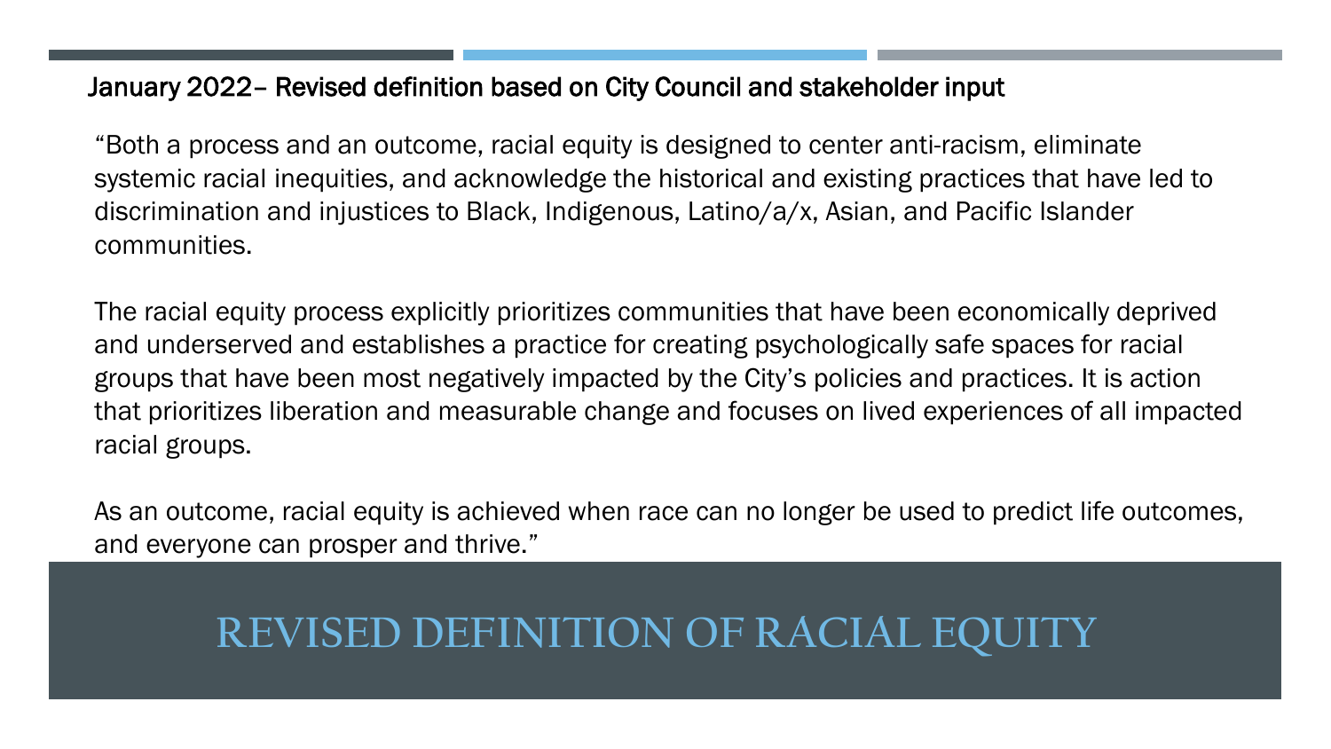January 2022– Revised definition based on City Council and stakeholder input

"Both a process and an outcome, racial equity is designed to center anti-racism, eliminate systemic racial inequities, and acknowledge the historical and existing practices that have led to discrimination and injustices to Black, Indigenous, Latino/a/x, Asian, and Pacific Islander communities.

The racial equity process explicitly prioritizes communities that have been economically deprived and underserved and establishes a practice for creating psychologically safe spaces for racial groups that have been most negatively impacted by the City's policies and practices. It is action that prioritizes liberation and measurable change and focuses on lived experiences of all impacted racial groups.

As an outcome, racial equity is achieved when race can no longer be used to predict life outcomes, and everyone can prosper and thrive."

# REVISED DEFINITION OF RACIAL EQUITY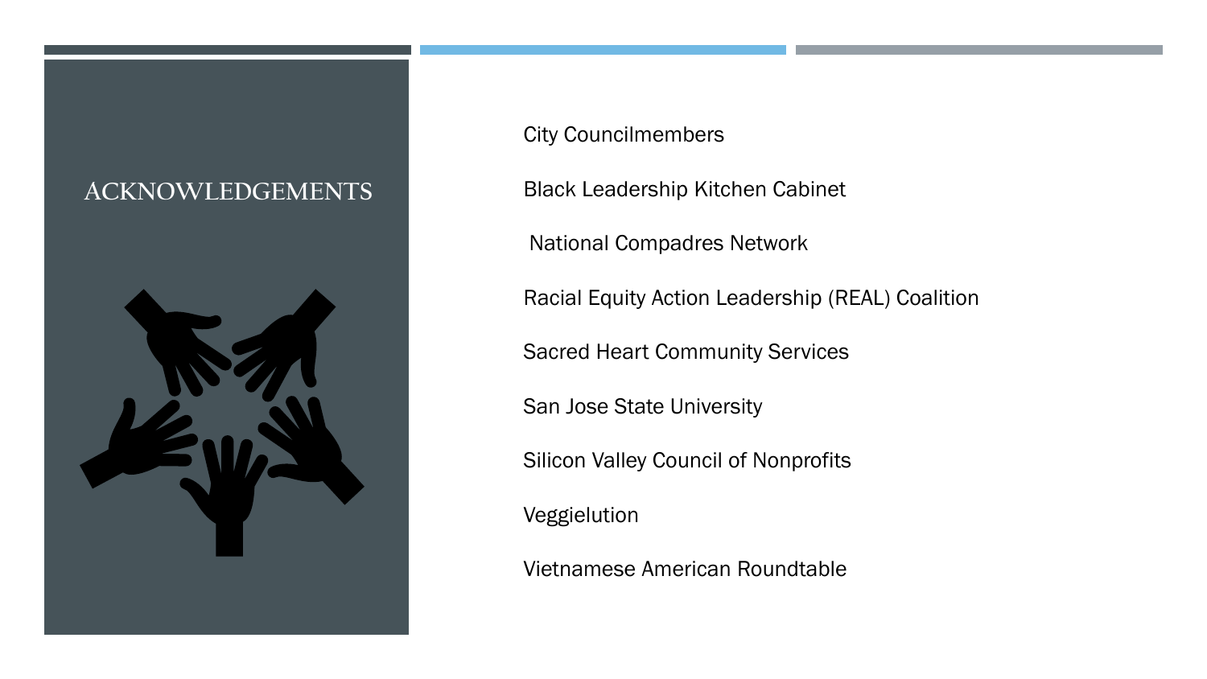# ACKNOWLEDGEMENTS

City Councilmembers

Black Leadership Kitchen Cabinet

National Compadres Network

Racial Equity Action Leadership (REAL) Coalition

Sacred Heart Community Services

San Jose State University

Silicon Valley Council of Nonprofits

Veggielution

Vietnamese American Roundtable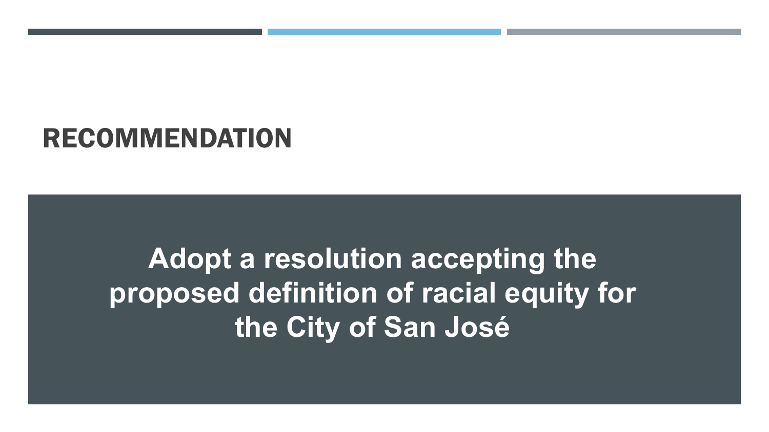# RECOMMENDATION

**Adopt a resolution accepting the proposed definition of racial equity for the City of San José**